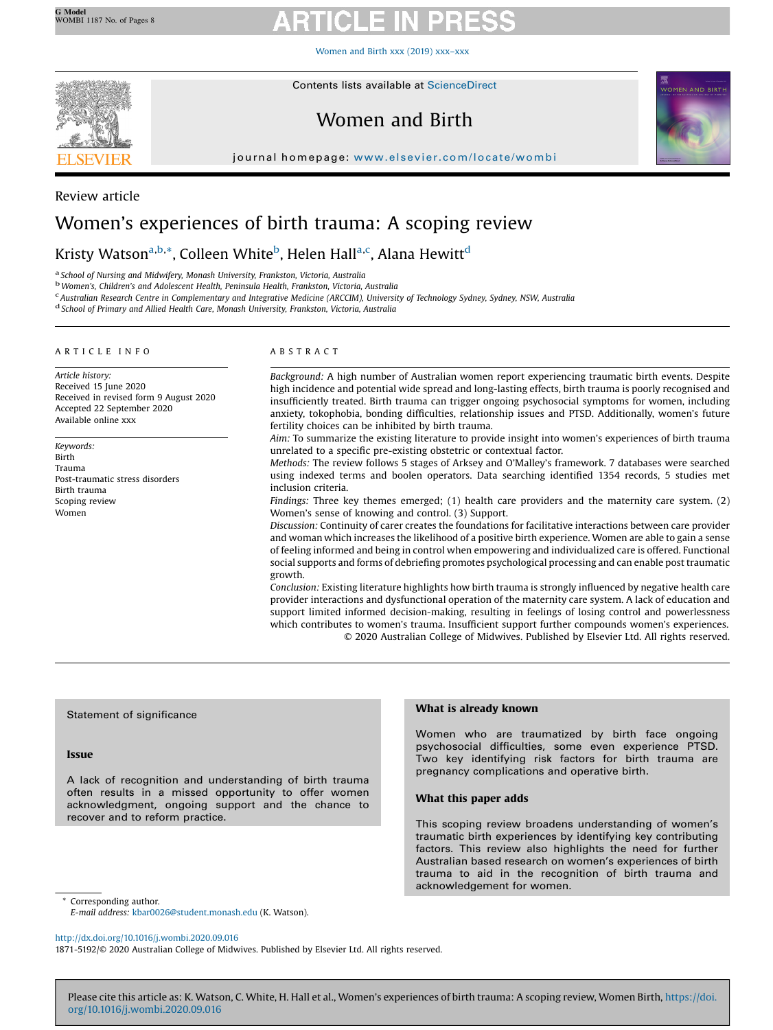Review article

# Women's experiences of birth trauma: A scoping review

Kristy Watson[a,b,*], Colleen White[b], Helen Hall[a,c], Alana Hewitt[d]

[a] School of Nursing and Midwifery, Monash University, Frankston, Victoria, Australia
[b] Women's, Children's and Adolescent Health, Peninsula Health, Frankston, Victoria, Australia
[c] Australian Research Centre in Complementary and Integrative Medicine (ARCCIM), University of Technology Sydney, Sydney, NSW, Australia
[d] School of Primary and Allied Health Care, Monash University, Frankston, Victoria, Australia

## ARTICLE INFO

*Article history:*
Received 15 June 2020
Received in revised form 9 August 2020
Accepted 22 September 2020
Available online xxx

*Keywords:*
Birth
Trauma
Post-traumatic stress disorders
Birth trauma
Scoping review
Women

## ABSTRACT

*Background:* A high number of Australian women report experiencing traumatic birth events. Despite high incidence and potential wide spread and long-lasting effects, birth trauma is poorly recognised and insufficiently treated. Birth trauma can trigger ongoing psychosocial symptoms for women, including anxiety, tokophobia, bonding difficulties, relationship issues and PTSD. Additionally, women's future fertility choices can be inhibited by birth trauma.

*Aim:* To summarize the existing literature to provide insight into women's experiences of birth trauma unrelated to a specific pre-existing obstetric or contextual factor.

*Methods:* The review follows 5 stages of Arksey and O'Malley's framework. 7 databases were searched using indexed terms and boolen operators. Data searching identified 1354 records, 5 studies met inclusion criteria.

*Findings:* Three key themes emerged; (1) health care providers and the maternity care system. (2) Women's sense of knowing and control. (3) Support.

*Discussion:* Continuity of carer creates the foundations for facilitative interactions between care provider and woman which increases the likelihood of a positive birth experience. Women are able to gain a sense of feeling informed and being in control when empowering and individualized care is offered. Functional social supports and forms of debriefing promotes psychological processing and can enable post traumatic growth.

*Conclusion:* Existing literature highlights how birth trauma is strongly influenced by negative health care provider interactions and dysfunctional operation of the maternity care system. A lack of education and support limited informed decision-making, resulting in feelings of losing control and powerlessness which contributes to women's trauma. Insufficient support further compounds women's experiences.

© 2020 Australian College of Midwives. Published by Elsevier Ltd. All rights reserved.

Statement of significance

**Issue**

A lack of recognition and understanding of birth trauma often results in a missed opportunity to offer women acknowledgment, ongoing support and the chance to recover and to reform practice.

**What is already known**

Women who are traumatized by birth face ongoing psychosocial difficulties, some even experience PTSD. Two key identifying risk factors for birth trauma are pregnancy complications and operative birth.

**What this paper adds**

This scoping review broadens understanding of women's traumatic birth experiences by identifying key contributing factors. This review also highlights the need for further Australian based research on women's experiences of birth trauma to aid in the recognition of birth trauma and acknowledgement for women.

\* Corresponding author.
*E-mail address:* kbar0026@student.monash.edu (K. Watson).

http://dx.doi.org/10.1016/j.wombi.2020.09.016
1871-5192/© 2020 Australian College of Midwives. Published by Elsevier Ltd. All rights reserved.

Please cite this article as: K. Watson, C. White, H. Hall et al., Women's experiences of birth trauma: A scoping review, Women Birth, https://doi.org/10.1016/j.wombi.2020.09.016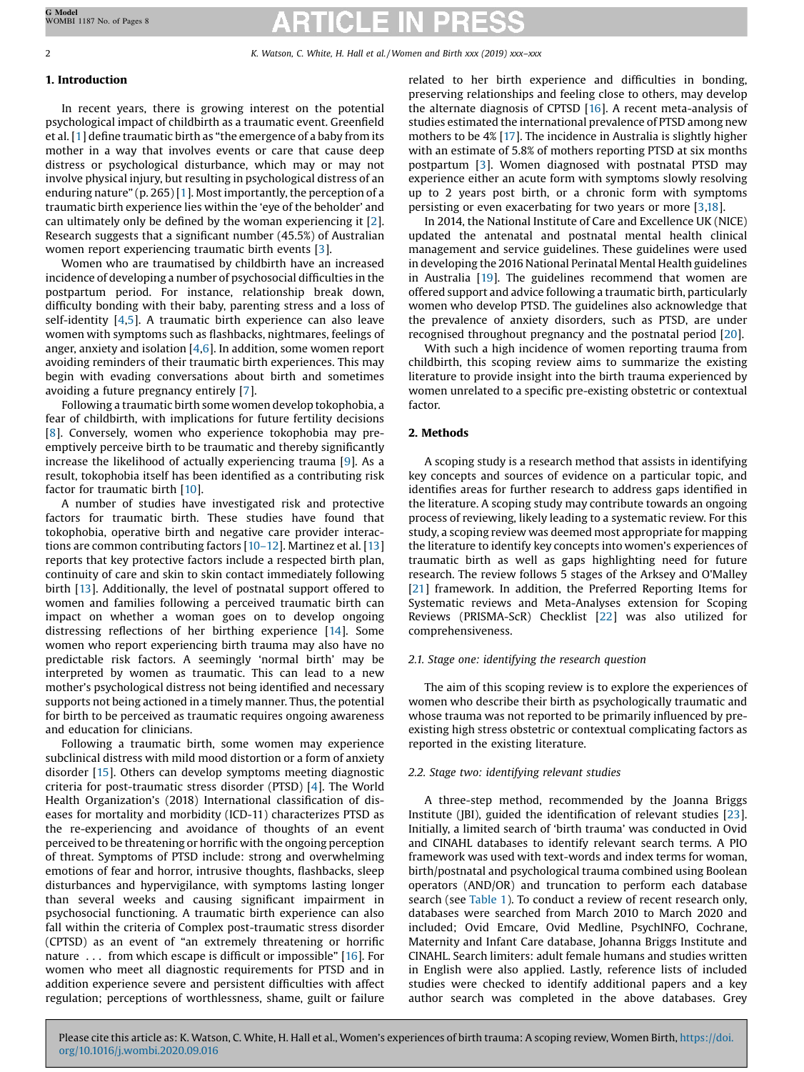## 1. Introduction

In recent years, there is growing interest on the potential psychological impact of childbirth as a traumatic event. Greenfield et al. [1] define traumatic birth as "the emergence of a baby from its mother in a way that involves events or care that cause deep distress or psychological disturbance, which may or may not involve physical injury, but resulting in psychological distress of an enduring nature" (p. 265) [1]. Most importantly, the perception of a traumatic birth experience lies within the 'eye of the beholder' and can ultimately only be defined by the woman experiencing it [2]. Research suggests that a significant number (45.5%) of Australian women report experiencing traumatic birth events [3].

Women who are traumatised by childbirth have an increased incidence of developing a number of psychosocial difficulties in the postpartum period. For instance, relationship break down, difficulty bonding with their baby, parenting stress and a loss of self-identity [4,5]. A traumatic birth experience can also leave women with symptoms such as flashbacks, nightmares, feelings of anger, anxiety and isolation [4,6]. In addition, some women report avoiding reminders of their traumatic birth experiences. This may begin with evading conversations about birth and sometimes avoiding a future pregnancy entirely [7].

Following a traumatic birth some women develop tokophobia, a fear of childbirth, with implications for future fertility decisions [8]. Conversely, women who experience tokophobia may pre-emptively perceive birth to be traumatic and thereby significantly increase the likelihood of actually experiencing trauma [9]. As a result, tokophobia itself has been identified as a contributing risk factor for traumatic birth [10].

A number of studies have investigated risk and protective factors for traumatic birth. These studies have found that tokophobia, operative birth and negative care provider interactions are common contributing factors [10–12]. Martinez et al. [13] reports that key protective factors include a respected birth plan, continuity of care and skin to skin contact immediately following birth [13]. Additionally, the level of postnatal support offered to women and families following a perceived traumatic birth can impact on whether a woman goes on to develop ongoing distressing reflections of her birthing experience [14]. Some women who report experiencing birth trauma may also have no predictable risk factors. A seemingly 'normal birth' may be interpreted by women as traumatic. This can lead to a new mother's psychological distress not being identified and necessary supports not being actioned in a timely manner. Thus, the potential for birth to be perceived as traumatic requires ongoing awareness and education for clinicians.

Following a traumatic birth, some women may experience subclinical distress with mild mood distortion or a form of anxiety disorder [15]. Others can develop symptoms meeting diagnostic criteria for post-traumatic stress disorder (PTSD) [4]. The World Health Organization's (2018) International classification of diseases for mortality and morbidity (ICD-11) characterizes PTSD as the re-experiencing and avoidance of thoughts of an event perceived to be threatening or horrific with the ongoing perception of threat. Symptoms of PTSD include: strong and overwhelming emotions of fear and horror, intrusive thoughts, flashbacks, sleep disturbances and hypervigilance, with symptoms lasting longer than several weeks and causing significant impairment in psychosocial functioning. A traumatic birth experience can also fall within the criteria of Complex post-traumatic stress disorder (CPTSD) as an event of "an extremely threatening or horrific nature ... from which escape is difficult or impossible" [16]. For women who meet all diagnostic requirements for PTSD and in addition experience severe and persistent difficulties with affect regulation; perceptions of worthlessness, shame, guilt or failure related to her birth experience and difficulties in bonding, preserving relationships and feeling close to others, may develop the alternate diagnosis of CPTSD [16]. A recent meta-analysis of studies estimated the international prevalence of PTSD among new mothers to be 4% [17]. The incidence in Australia is slightly higher with an estimate of 5.8% of mothers reporting PTSD at six months postpartum [3]. Women diagnosed with postnatal PTSD may experience either an acute form with symptoms slowly resolving up to 2 years post birth, or a chronic form with symptoms persisting or even exacerbating for two years or more [3,18].

In 2014, the National Institute of Care and Excellence UK (NICE) updated the antenatal and postnatal mental health clinical management and service guidelines. These guidelines were used in developing the 2016 National Perinatal Mental Health guidelines in Australia [19]. The guidelines recommend that women are offered support and advice following a traumatic birth, particularly women who develop PTSD. The guidelines also acknowledge that the prevalence of anxiety disorders, such as PTSD, are under recognised throughout pregnancy and the postnatal period [20].

With such a high incidence of women reporting trauma from childbirth, this scoping review aims to summarize the existing literature to provide insight into the birth trauma experienced by women unrelated to a specific pre-existing obstetric or contextual factor.

## 2. Methods

A scoping study is a research method that assists in identifying key concepts and sources of evidence on a particular topic, and identifies areas for further research to address gaps identified in the literature. A scoping study may contribute towards an ongoing process of reviewing, likely leading to a systematic review. For this study, a scoping review was deemed most appropriate for mapping the literature to identify key concepts into women's experiences of traumatic birth as well as gaps highlighting need for future research. The review follows 5 stages of the Arksey and O'Malley [21] framework. In addition, the Preferred Reporting Items for Systematic reviews and Meta-Analyses extension for Scoping Reviews (PRISMA-ScR) Checklist [22] was also utilized for comprehensiveness.

### 2.1. Stage one: identifying the research question

The aim of this scoping review is to explore the experiences of women who describe their birth as psychologically traumatic and whose trauma was not reported to be primarily influenced by pre-existing high stress obstetric or contextual complicating factors as reported in the existing literature.

### 2.2. Stage two: identifying relevant studies

A three-step method, recommended by the Joanna Briggs Institute (JBI), guided the identification of relevant studies [23]. Initially, a limited search of 'birth trauma' was conducted in Ovid and CINAHL databases to identify relevant search terms. A PIO framework was used with text-words and index terms for woman, birth/postnatal and psychological trauma combined using Boolean operators (AND/OR) and truncation to perform each database search (see Table 1). To conduct a review of recent research only, databases were searched from March 2010 to March 2020 and included; Ovid Emcare, Ovid Medline, PsychINFO, Cochrane, Maternity and Infant Care database, Johanna Briggs Institute and CINAHL. Search limiters: adult female humans and studies written in English were also applied. Lastly, reference lists of included studies were checked to identify additional papers and a key author search was completed in the above databases. Grey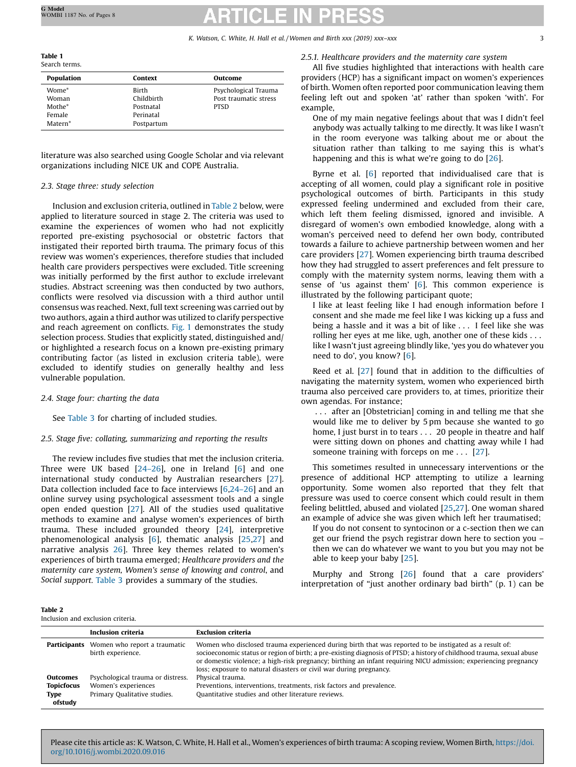Table 1
Search terms.

| Population | Context | Outcome |
| --- | --- | --- |
| Wome* | Birth | Psychological Trauma |
| Woman | Childbirth | Post traumatic stress |
| Mothe* | Postnatal | PTSD |
| Female | Perinatal | |
| Matern* | Postpartum | |

literature was also searched using Google Scholar and via relevant organizations including NICE UK and COPE Australia.

### 2.3. Stage three: study selection

Inclusion and exclusion criteria, outlined in Table 2 below, were applied to literature sourced in stage 2. The criteria was used to examine the experiences of women who had not explicitly reported pre-existing psychosocial or obstetric factors that instigated their reported birth trauma. The primary focus of this review was women's experiences, therefore studies that included health care providers perspectives were excluded. Title screening was initially performed by the first author to exclude irrelevant studies. Abstract screening was then conducted by two authors, conflicts were resolved via discussion with a third author until consensus was reached. Next, full text screening was carried out by two authors, again a third author was utilized to clarify perspective and reach agreement on conflicts. Fig. 1 demonstrates the study selection process. Studies that explicitly stated, distinguished and/ or highlighted a research focus on a known pre-existing primary contributing factor (as listed in exclusion criteria table), were excluded to identify studies on generally healthy and less vulnerable population.

### 2.4. Stage four: charting the data

See Table 3 for charting of included studies.

### 2.5. Stage five: collating, summarizing and reporting the results

The review includes five studies that met the inclusion criteria. Three were UK based [24–26], one in Ireland [6] and one international study conducted by Australian researchers [27]. Data collection included face to face interviews [6,24–26] and an online survey using psychological assessment tools and a single open ended question [27]. All of the studies used qualitative methods to examine and analyse women's experiences of birth trauma. These included grounded theory [24], interpretive phenomenological analysis [6], thematic analysis [25,27] and narrative analysis 26]. Three key themes related to women's experiences of birth trauma emerged; *Healthcare providers and the maternity care system, Women's sense of knowing and control*, and *Social support*. Table 3 provides a summary of the studies.

#### 2.5.1. Healthcare providers and the maternity care system

All five studies highlighted that interactions with health care providers (HCP) has a significant impact on women's experiences of birth. Women often reported poor communication leaving them feeling left out and spoken 'at' rather than spoken 'with'. For example,

> One of my main negative feelings about that was I didn't feel anybody was actually talking to me directly. It was like I wasn't in the room everyone was talking about me or about the situation rather than talking to me saying this is what's happening and this is what we're going to do [26].

Byrne et al. [6] reported that individualised care that is accepting of all women, could play a significant role in positive psychological outcomes of birth. Participants in this study expressed feeling undermined and excluded from their care, which left them feeling dismissed, ignored and invisible. A disregard of women's own embodied knowledge, along with a woman's perceived need to defend her own body, contributed towards a failure to achieve partnership between women and her care providers [27]. Women experiencing birth trauma described how they had struggled to assert preferences and felt pressure to comply with the maternity system norms, leaving them with a sense of 'us against them' [6]. This common experience is illustrated by the following participant quote;

> I like at least feeling like I had enough information before I consent and she made me feel like I was kicking up a fuss and being a hassle and it was a bit of like . . . I feel like she was rolling her eyes at me like, ugh, another one of these kids . . . like I wasn't just agreeing blindly like, 'yes you do whatever you need to do', you know? [6].

Reed et al. [27] found that in addition to the difficulties of navigating the maternity system, women who experienced birth trauma also perceived care providers to, at times, prioritize their own agendas. For instance;

> . . . after an [Obstetrician] coming in and telling me that she would like me to deliver by 5 pm because she wanted to go home, I just burst in to tears . . . 20 people in theatre and half were sitting down on phones and chatting away while I had someone training with forceps on me . . . [27].

This sometimes resulted in unnecessary interventions or the presence of additional HCP attempting to utilize a learning opportunity. Some women also reported that they felt that pressure was used to coerce consent which could result in them feeling belittled, abused and violated [25,27]. One woman shared an example of advice she was given which left her traumatised;

> If you do not consent to syntocinon or a c-section then we can get our friend the psych registrar down here to section you – then we can do whatever we want to you but you may not be able to keep your baby [25].

Murphy and Strong [26] found that a care providers' interpretation of "just another ordinary bad birth" (p. 1) can be

Table 2
Inclusion and exclusion criteria.

| | Inclusion criteria | Exclusion criteria |
| --- | --- | --- |
| **Participants** | Women who report a traumatic birth experience. | Women who disclosed trauma experienced during birth that was reported to be instigated as a result of: socioeconomic status or region of birth; a pre-existing diagnosis of PTSD; a history of childhood trauma, sexual abuse or domestic violence; a high-risk pregnancy; birthing an infant requiring NICU admission; experiencing pregnancy loss; exposure to natural disasters or civil war during pregnancy. |
| **Outcomes** | Psychological trauma or distress. | Physical trauma. |
| **Topicfocus** | Women's experiences | Preventions, interventions, treatments, risk factors and prevalence. |
| **Type ofstudy** | Primary Qualitative studies. | Quantitative studies and other literature reviews. |

Please cite this article as: K. Watson, C. White, H. Hall et al., Women's experiences of birth trauma: A scoping review, Women Birth, https://doi.org/10.1016/j.wombi.2020.09.016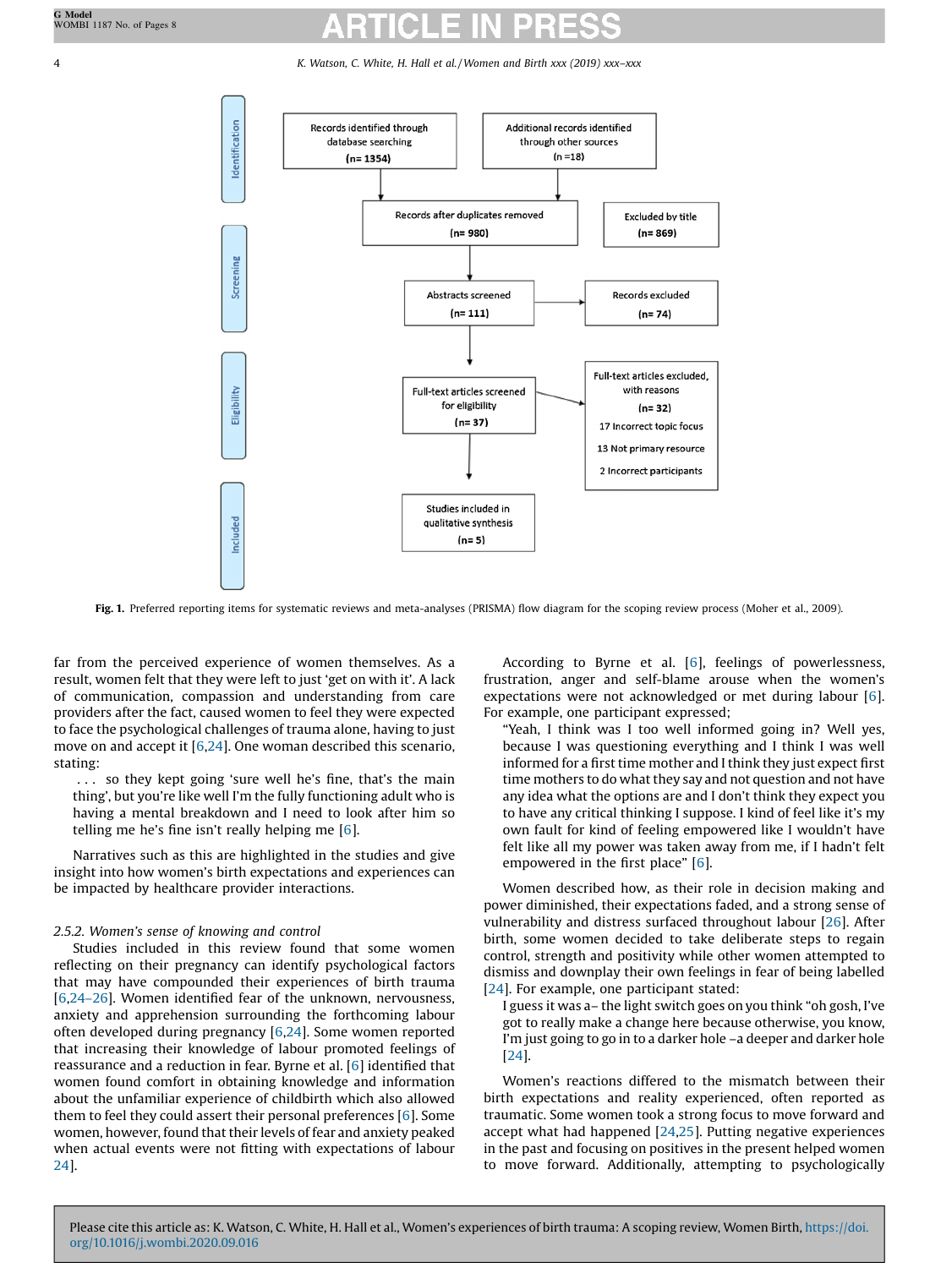Identification

Records identified through database searching (n= 1354)

Additional records identified through other sources (n =18)

Screening

Records after duplicates removed (n= 980)

Excluded by title (n= 869)

Abstracts screened (n= 111)

Records excluded (n= 74)

Eligibility

Full-text articles screened for eligibility (n= 37)

Full-text articles excluded, with reasons (n= 32)

17 Incorrect topic focus

13 Not primary resource

2 Incorrect participants

Included

Studies included in qualitative synthesis (n= 5)

**Fig. 1.** Preferred reporting items for systematic reviews and meta-analyses (PRISMA) flow diagram for the scoping review process (Moher et al., 2009).

far from the perceived experience of women themselves. As a result, women felt that they were left to just 'get on with it'. A lack of communication, compassion and understanding from care providers after the fact, caused women to feel they were expected to face the psychological challenges of trauma alone, having to just move on and accept it [6,24]. One woman described this scenario, stating:

> . . . so they kept going 'sure well he's fine, that's the main thing', but you're like well I'm the fully functioning adult who is having a mental breakdown and I need to look after him so telling me he's fine isn't really helping me [6].

Narratives such as this are highlighted in the studies and give insight into how women's birth expectations and experiences can be impacted by healthcare provider interactions.

### 2.5.2. Women's sense of knowing and control

Studies included in this review found that some women reflecting on their pregnancy can identify psychological factors that may have compounded their experiences of birth trauma [6,24–26]. Women identified fear of the unknown, nervousness, anxiety and apprehension surrounding the forthcoming labour often developed during pregnancy [6,24]. Some women reported that increasing their knowledge of labour promoted feelings of reassurance and a reduction in fear. Byrne et al. [6] identified that women found comfort in obtaining knowledge and information about the unfamiliar experience of childbirth which also allowed them to feel they could assert their personal preferences [6]. Some women, however, found that their levels of fear and anxiety peaked when actual events were not fitting with expectations of labour [24].

According to Byrne et al. [6], feelings of powerlessness, frustration, anger and self-blame arouse when the women's expectations were not acknowledged or met during labour [6]. For example, one participant expressed;

> "Yeah, I think was I too well informed going in? Well yes, because I was questioning everything and I think I was well informed for a first time mother and I think they just expect first time mothers to do what they say and not question and not have any idea what the options are and I don't think they expect you to have any critical thinking I suppose. I kind of feel like it's my own fault for kind of feeling empowered like I wouldn't have felt like all my power was taken away from me, if I hadn't felt empowered in the first place" [6].

Women described how, as their role in decision making and power diminished, their expectations faded, and a strong sense of vulnerability and distress surfaced throughout labour [26]. After birth, some women decided to take deliberate steps to regain control, strength and positivity while other women attempted to dismiss and downplay their own feelings in fear of being labelled [24]. For example, one participant stated:

> I guess it was a– the light switch goes on you think "oh gosh, I've got to really make a change here because otherwise, you know, I'm just going to go in to a darker hole –a deeper and darker hole [24].

Women's reactions differed to the mismatch between their birth expectations and reality experienced, often reported as traumatic. Some women took a strong focus to move forward and accept what had happened [24,25]. Putting negative experiences in the past and focusing on positives in the present helped women to move forward. Additionally, attempting to psychologically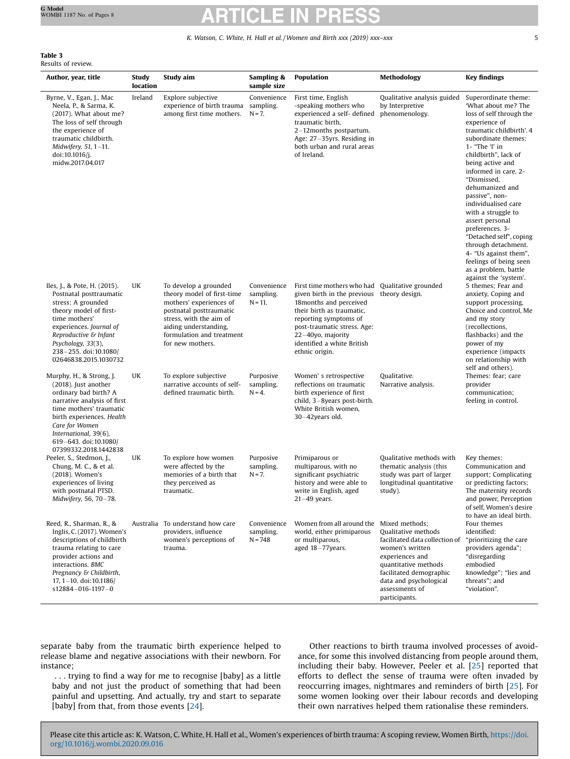**Table 3**
Results of review.

| Author, year, title | Study location | Study aim | Sampling & sample size | Population | Methodology | Key findings |
|---|---|---|---|---|---|---|
| Byrne, V., Egan, J., Mac Neela, P., & Sarma, K. (2017). What about me? The loss of self through the experience of traumatic childbirth. *Midwifery, 51*, 1–11. doi:10.1016/j.midw.2017.04.017 | Ireland | Explore subjective experience of birth trauma among first time mothers. | Convenience sampling. N = 7. | First time, English -speaking mothers who experienced a self- defined traumatic birth, 2–12months postpartum. Age: 27–35yrs. Residing in both urban and rural areas of Ireland. | Qualitative analysis guided by Interpretive phenomenology. | Superordinate theme: 'What about me? The loss of self through the experience of traumatic childbirth'. 4 subordinate themes: 1- "The 'I' in childbirth", lack of being active and informed in care. 2- "Dismissed, dehumanized and passive", non-individualised care with a struggle to assert personal preferences. 3- "Detached self", coping through detachment. 4- "Us against them", feelings of being seen as a problem, battle against the 'system'. |
| Iles, J., & Pote, H. (2015). Postnatal posttraumatic stress: A grounded theory model of first-time mothers' experiences. *Journal of Reproductive & Infant Psychology, 33*(3), 238–255. doi:10.1080/02646838.2015.1030732 | UK | To develop a grounded theory model of first-time mothers' experiences of postnatal posttraumatic stress, with the aim of aiding understanding, formulation and treatment for new mothers. | Convenience sampling. N = 11. | First time mothers who had given birth in the previous 18months and perceived their birth as traumatic, reporting symptoms of post-traumatic stress. Age: 22–40yo, majority identified a white British ethnic origin. | Qualitative grounded theory design. | 5 themes; Fear and anxiety, Coping and support processing, Choice and control, Me and my story (recollections, flashbacks) and the power of my experience (impacts on relationship with self and others). |
| Murphy, H., & Strong, J. (2018). Just another ordinary bad birth? A narrative analysis of first time mothers' traumatic birth experiences. *Health Care for Women International*, 39(6), 619–643. doi:10.1080/07399332.2018.1442838 | UK | To explore subjective narrative accounts of self-defined traumatic birth. | Purposive sampling. N = 4. | Women' s retrospective reflections on traumatic birth experience of first child, 3–8years post-birth. White British women, 30–42years old. | Qualitative. Narrative analysis. | Themes: fear; care provider communication; feeling in control. |
| Peeler, S., Stedmon, J., Chung, M. C., & et al. (2018). Women's experiences of living with postnatal PTSD. *Midwifery*, 56, 70–78. | UK | To explore how women were affected by the memories of a birth that they perceived as traumatic. | Purposive sampling. N = 7. | Primiparous or multiparous, with no significant psychiatric history and were able to write in English, aged 21–49 years. | Qualitative methods with thematic analysis (this study was part of larger longitudinal quantitative study). | Key themes: Communication and support; Complicating or predicting factors; The maternity records and power, Perception of self, Women's desire to have an ideal birth. |
| Reed, R., Sharman, R., & Inglis, C. (2017). Women's descriptions of childbirth trauma relating to care provider actions and interactions. *BMC Pregnancy & Childbirth*, 17, 1–10. doi:10.1186/s12884–016-1197–0 | Australia | To understand how care providers, influence women's perceptions of trauma. | Convenience sampling. N = 748 | Women from all around the world, either primiparous or multiparous, aged 18–77years. | Mixed methods; Qualitative methods facilitated data collection of women's written experiences and quantitative methods facilitated demographic data and psychological assessments of participants. | Four themes identified: "prioritizing the care providers agenda"; "disregarding embodied knowledge"; "lies and threats"; and "violation". |

separate baby from the traumatic birth experience helped to release blame and negative associations with their newborn. For instance;

> . . . trying to find a way for me to recognise [baby] as a little baby and not just the product of something that had been painful and upsetting. And actually, try and start to separate [baby] from that, from those events [24].

Other reactions to birth trauma involved processes of avoidance, for some this involved distancing from people around them, including their baby. However, Peeler et al. [25] reported that efforts to deflect the sense of trauma were often invaded by reoccurring images, nightmares and reminders of birth [25]. For some women looking over their labour records and developing their own narratives helped them rationalise these reminders.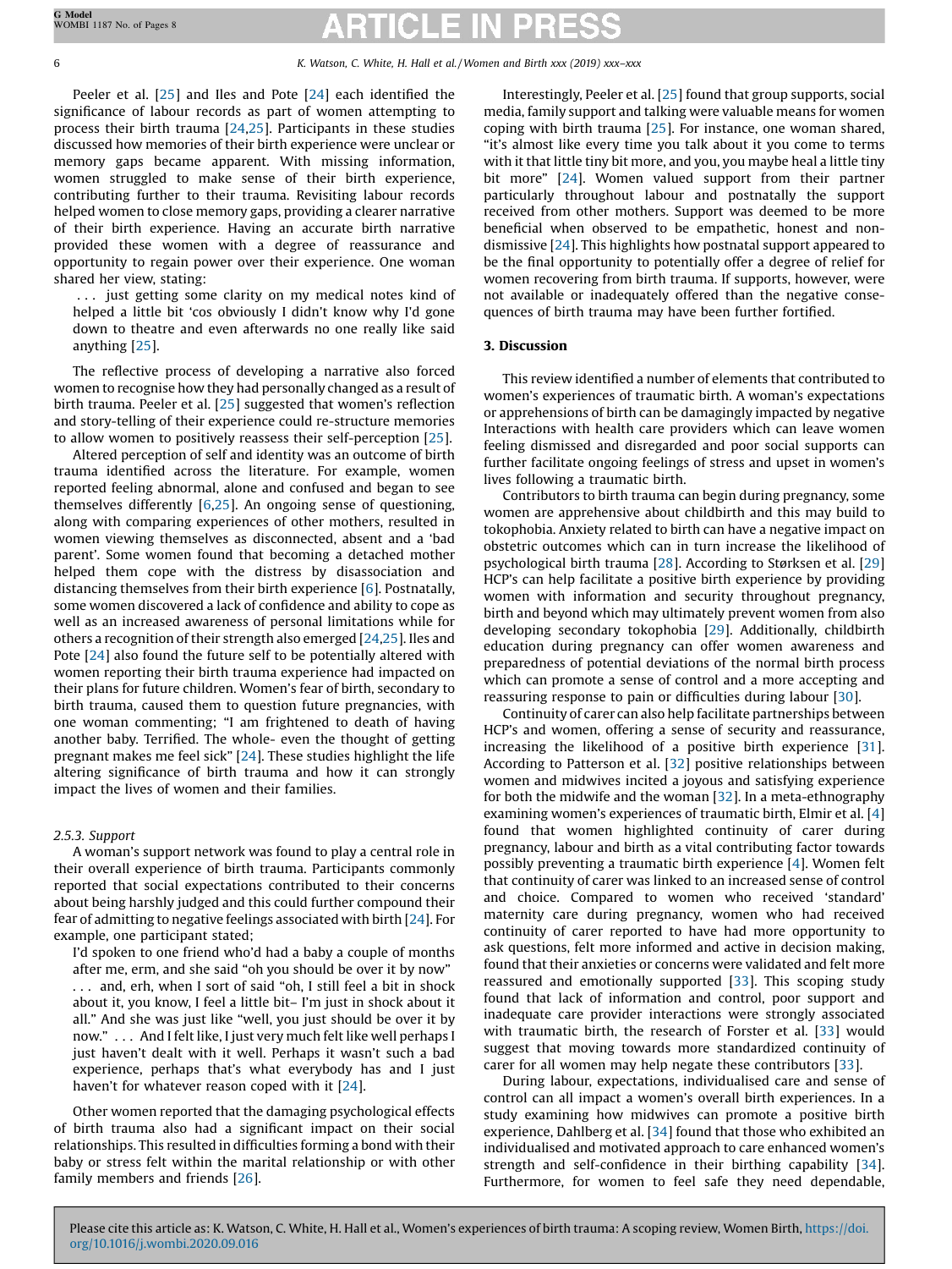Peeler et al. [25] and Iles and Pote [24] each identified the significance of labour records as part of women attempting to process their birth trauma [24,25]. Participants in these studies discussed how memories of their birth experience were unclear or memory gaps became apparent. With missing information, women struggled to make sense of their birth experience, contributing further to their trauma. Revisiting labour records helped women to close memory gaps, providing a clearer narrative of their birth experience. Having an accurate birth narrative provided these women with a degree of reassurance and opportunity to regain power over their experience. One woman shared her view, stating:

> . . . just getting some clarity on my medical notes kind of helped a little bit 'cos obviously I didn't know why I'd gone down to theatre and even afterwards no one really like said anything [25].

The reflective process of developing a narrative also forced women to recognise how they had personally changed as a result of birth trauma. Peeler et al. [25] suggested that women's reflection and story-telling of their experience could re-structure memories to allow women to positively reassess their self-perception [25].

Altered perception of self and identity was an outcome of birth trauma identified across the literature. For example, women reported feeling abnormal, alone and confused and began to see themselves differently [6,25]. An ongoing sense of questioning, along with comparing experiences of other mothers, resulted in women viewing themselves as disconnected, absent and a 'bad parent'. Some women found that becoming a detached mother helped them cope with the distress by disassociation and distancing themselves from their birth experience [6]. Postnatally, some women discovered a lack of confidence and ability to cope as well as an increased awareness of personal limitations while for others a recognition of their strength also emerged [24,25]. Iles and Pote [24] also found the future self to be potentially altered with women reporting their birth trauma experience had impacted on their plans for future children. Women's fear of birth, secondary to birth trauma, caused them to question future pregnancies, with one woman commenting; "I am frightened to death of having another baby. Terrified. The whole- even the thought of getting pregnant makes me feel sick" [24]. These studies highlight the life altering significance of birth trauma and how it can strongly impact the lives of women and their families.

### 2.5.3. Support

A woman's support network was found to play a central role in their overall experience of birth trauma. Participants commonly reported that social expectations contributed to their concerns about being harshly judged and this could further compound their fear of admitting to negative feelings associated with birth [24]. For example, one participant stated;

> I'd spoken to one friend who'd had a baby a couple of months after me, erm, and she said "oh you should be over it by now" . . . and, erh, when I sort of said "oh, I still feel a bit in shock about it, you know, I feel a little bit– I'm just in shock about it all." And she was just like "well, you just should be over it by now." . . . And I felt like, I just very much felt like well perhaps I just haven't dealt with it well. Perhaps it wasn't such a bad experience, perhaps that's what everybody has and I just haven't for whatever reason coped with it [24].

Other women reported that the damaging psychological effects of birth trauma also had a significant impact on their social relationships. This resulted in difficulties forming a bond with their baby or stress felt within the marital relationship or with other family members and friends [26].

Interestingly, Peeler et al. [25] found that group supports, social media, family support and talking were valuable means for women coping with birth trauma [25]. For instance, one woman shared, "it's almost like every time you talk about it you come to terms with it that little tiny bit more, and you, you maybe heal a little tiny bit more" [24]. Women valued support from their partner particularly throughout labour and postnatally the support received from other mothers. Support was deemed to be more beneficial when observed to be empathetic, honest and non-dismissive [24]. This highlights how postnatal support appeared to be the final opportunity to potentially offer a degree of relief for women recovering from birth trauma. If supports, however, were not available or inadequately offered than the negative consequences of birth trauma may have been further fortified.

## 3. Discussion

This review identified a number of elements that contributed to women's experiences of traumatic birth. A woman's expectations or apprehensions of birth can be damagingly impacted by negative Interactions with health care providers which can leave women feeling dismissed and disregarded and poor social supports can further facilitate ongoing feelings of stress and upset in women's lives following a traumatic birth.

Contributors to birth trauma can begin during pregnancy, some women are apprehensive about childbirth and this may build to tokophobia. Anxiety related to birth can have a negative impact on obstetric outcomes which can in turn increase the likelihood of psychological birth trauma [28]. According to Størksen et al. [29] HCP's can help facilitate a positive birth experience by providing women with information and security throughout pregnancy, birth and beyond which may ultimately prevent women from also developing secondary tokophobia [29]. Additionally, childbirth education during pregnancy can offer women awareness and preparedness of potential deviations of the normal birth process which can promote a sense of control and a more accepting and reassuring response to pain or difficulties during labour [30].

Continuity of carer can also help facilitate partnerships between HCP's and women, offering a sense of security and reassurance, increasing the likelihood of a positive birth experience [31]. According to Patterson et al. [32] positive relationships between women and midwives incited a joyous and satisfying experience for both the midwife and the woman [32]. In a meta-ethnography examining women's experiences of traumatic birth, Elmir et al. [4] found that women highlighted continuity of carer during pregnancy, labour and birth as a vital contributing factor towards possibly preventing a traumatic birth experience [4]. Women felt that continuity of carer was linked to an increased sense of control and choice. Compared to women who received 'standard' maternity care during pregnancy, women who had received continuity of carer reported to have had more opportunity to ask questions, felt more informed and active in decision making, found that their anxieties or concerns were validated and felt more reassured and emotionally supported [33]. This scoping study found that lack of information and control, poor support and inadequate care provider interactions were strongly associated with traumatic birth, the research of Forster et al. [33] would suggest that moving towards more standardized continuity of carer for all women may help negate these contributors [33].

During labour, expectations, individualised care and sense of control can all impact a women's overall birth experiences. In a study examining how midwives can promote a positive birth experience, Dahlberg et al. [34] found that those who exhibited an individualised and motivated approach to care enhanced women's strength and self-confidence in their birthing capability [34]. Furthermore, for women to feel safe they need dependable,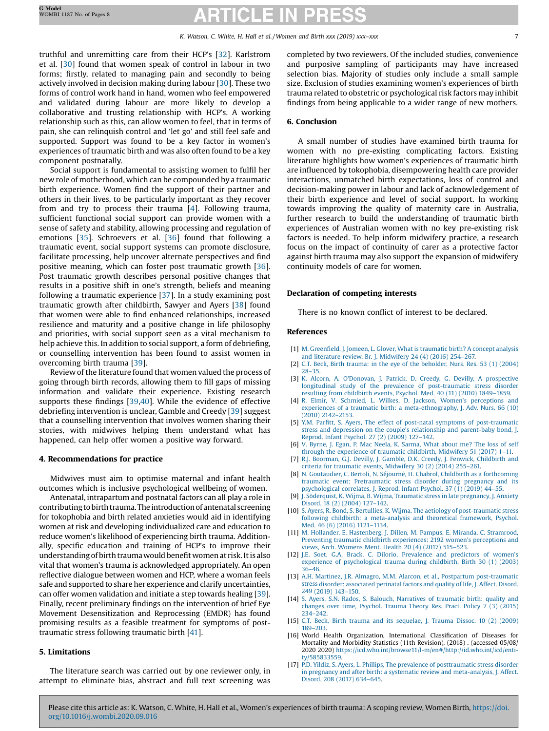truthful and unremitting care from their HCP's [32]. Karlstrom et al. [30] found that women speak of control in labour in two forms; firstly, related to managing pain and secondly to being actively involved in decision making during labour [30]. These two forms of control work hand in hand, women who feel empowered and validated during labour are more likely to develop a collaborative and trusting relationship with HCP's. A working relationship such as this, can allow women to feel, that in terms of pain, she can relinquish control and 'let go' and still feel safe and supported. Support was found to be a key factor in women's experiences of traumatic birth and was also often found to be a key component postnatally.

Social support is fundamental to assisting women to fulfil her new role of motherhood, which can be compounded by a traumatic birth experience. Women find the support of their partner and others in their lives, to be particularly important as they recover from and try to process their trauma [4]. Following trauma, sufficient functional social support can provide women with a sense of safety and stability, allowing processing and regulation of emotions [35]. Schroevers et al. [36] found that following a traumatic event, social support systems can promote disclosure, facilitate processing, help uncover alternate perspectives and find positive meaning, which can foster post traumatic growth [36]. Post traumatic growth describes personal positive changes that results in a positive shift in one's strength, beliefs and meaning following a traumatic experience [37]. In a study examining post traumatic growth after childbirth, Sawyer and Ayers [38] found that women were able to find enhanced relationships, increased resilience and maturity and a positive change in life philosophy and priorities, with social support seen as a vital mechanism to help achieve this. In addition to social support, a form of debriefing, or counselling intervention has been found to assist women in overcoming birth trauma [39].

Review of the literature found that women valued the process of going through birth records, allowing them to fill gaps of missing information and validate their experience. Existing research supports these findings [39,40]. While the evidence of effective debriefing intervention is unclear, Gamble and Creedy [39] suggest that a counselling intervention that involves women sharing their stories, with midwives helping them understand what has happened, can help offer women a positive way forward.

## 4. Recommendations for practice

Midwives must aim to optimise maternal and infant health outcomes which is inclusive psychological wellbeing of women.

Antenatal, intrapartum and postnatal factors can all play a role in contributing to birth trauma. The introduction of antenatal screening for tokophobia and birth related anxieties would aid in identifying women at risk and developing individualized care and education to reduce women's likelihood of experiencing birth trauma. Additionally, specific education and training of HCP's to improve their understanding of birth trauma would benefit women at risk. It is also vital that women's trauma is acknowledged appropriately. An open reflective dialogue between women and HCP, where a woman feels safe and supported to share her experience and clarify uncertainties, can offer women validation and initiate a step towards healing [39]. Finally, recent preliminary findings on the intervention of brief Eye Movement Desensitization and Reprocessing (EMDR) has found promising results as a feasible treatment for symptoms of post-traumatic stress following traumatic birth [41].

## 5. Limitations

The literature search was carried out by one reviewer only, in attempt to eliminate bias, abstract and full text screening was completed by two reviewers. Of the included studies, convenience and purposive sampling of participants may have increased selection bias. Majority of studies only include a small sample size. Exclusion of studies examining women's experiences of birth trauma related to obstetric or psychological risk factors may inhibit findings from being applicable to a wider range of new mothers.

## 6. Conclusion

A small number of studies have examined birth trauma for women with no pre-existing complicating factors. Existing literature highlights how women's experiences of traumatic birth are influenced by tokophobia, disempowering health care provider interactions, unmatched birth expectations, loss of control and decision-making power in labour and lack of acknowledgement of their birth experience and level of social support. In working towards improving the quality of maternity care in Australia, further research to build the understanding of traumatic birth experiences of Australian women with no key pre-existing risk factors is needed. To help inform midwifery practice, a research focus on the impact of continuity of carer as a protective factor against birth trauma may also support the expansion of midwifery continuity models of care for women.

## Declaration of competing interests

There is no known conflict of interest to be declared.

## References

[1] M. Greenfield, J. Jomeen, L. Glover, What is traumatic birth? A concept analysis and literature review, Br. J. Midwifery 24 (4) (2016) 254–267.

[2] C.T. Beck, Birth trauma: in the eye of the beholder, Nurs. Res. 53 (1) (2004) 28–35.

[3] K. Alcorn, A. O'Donovan, J. Patrick, D. Creedy, G. Devilly, A prospective longitudinal study of the prevalence of post-traumatic stress disorder resulting from childbirth events, Psychol. Med. 40 (11) (2010) 1849–1859.

[4] R. Elmir, V. Schmied, L. Wilkes, D. Jackson, Women's perceptions and experiences of a traumatic birth: a meta-ethnography, J. Adv. Nurs. 66 (10) (2010) 2142–2153.

[5] Y.M. Parfitt, S. Ayers, The effect of post-natal symptoms of post-traumatic stress and depression on the couple's relationship and parent-baby bond, J. Reprod. Infant Psychol. 27 (2) (2009) 127–142.

[6] V. Byrne, J. Egan, P. Mac Neela, K. Sarma, What about me? The loss of self through the experience of traumatic childbirth, Midwifery 51 (2017) 1–11.

[7] R.J. Boorman, G.J. Devilly, J. Gamble, D.K. Creedy, J. Fenwick, Childbirth and criteria for traumatic events, Midwifery 30 (2) (2014) 255–261.

[8] N. Goutaudier, C. Bertoli, N. Séjourné, H. Chabrol, Childbirth as a forthcoming traumatic event: Pretraumatic stress disorder during pregnancy and its psychological correlates, J. Reprod. Infant Psychol. 37 (1) (2019) 44–55.

[9] J. Söderquist, K. Wijma, B. Wijma, Traumatic stress in late pregnancy, J. Anxiety Disord. 18 (2) (2004) 127–142.

[10] S. Ayers, R. Bond, S. Bertullies, K. Wijma, The aetiology of post-traumatic stress following childbirth: a meta-analysis and theoretical framework, Psychol. Med. 46 (6) (2016) 1121–1134.

[11] M. Hollander, E. Hastenberg, J. Dillen, M. Pampus, E. Miranda, C. Stramrood, Preventing traumatic childbirth experiences: 2192 women's perceptions and views, Arch. Womens Ment. Health 20 (4) (2017) 515–523.

[12] J.E. Soet, G.A. Brack, C. DiIorio, Prevalence and predictors of women's experience of psychological trauma during childbirth, Birth 30 (1) (2003) 36–46.

[13] A.H. Martinez, J.R. Almagro, M.M. Alarcon, et al., Postpartum post-traumatic stress disorder: associated perinatal factors and quality of life, J. Affect. Disord. 249 (2019) 143–150.

[14] S. Ayers, S.N. Rados, S. Balouch, Narratives of traumatic birth: quality and changes over time, Psychol. Trauma Theory Res. Pract. Policy 7 (3) (2015) 234–242.

[15] C.T. Beck, Birth trauma and its sequelae, J. Trauma Dissoc. 10 (2) (2009) 189–203.

[16] World Health Organization, International Classification of Diseases for Mortality and Morbidity Statistics (11th Revision), (2018) . (accessed 05/08/2020 2020) https://icd.who.int/browse11/l-m/en#/http://id.who.int/icd/entity/585833559.

[17] P.D. Yildiz, S. Ayers, L. Phillips, The prevalence of posttraumatic stress disorder in pregnancy and after birth: a systematic review and meta-analysis, J. Affect. Disord. 208 (2017) 634–645.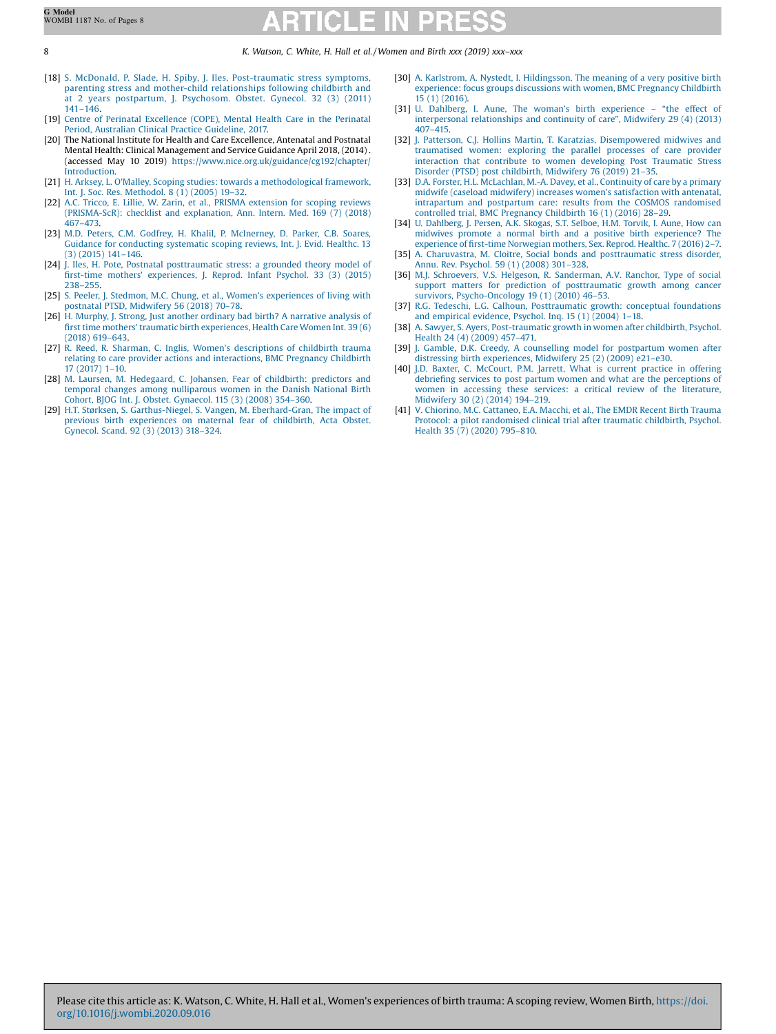[18] S. McDonald, P. Slade, H. Spiby, J. Iles, Post-traumatic stress symptoms, parenting stress and mother-child relationships following childbirth and at 2 years postpartum, J. Psychosom. Obstet. Gynecol. 32 (3) (2011) 141–146.

[19] Centre of Perinatal Excellence (COPE), Mental Health Care in the Perinatal Period, Australian Clinical Practice Guideline, 2017.

[20] The National Institute for Health and Care Excellence, Antenatal and Postnatal Mental Health: Clinical Management and Service Guidance April 2018, (2014). (accessed May 10 2019) https://www.nice.org.uk/guidance/cg192/chapter/Introduction.

[21] H. Arksey, L. O'Malley, Scoping studies: towards a methodological framework, Int. J. Soc. Res. Methodol. 8 (1) (2005) 19–32.

[22] A.C. Tricco, E. Lillie, W. Zarin, et al., PRISMA extension for scoping reviews (PRISMA-ScR): checklist and explanation, Ann. Intern. Med. 169 (7) (2018) 467–473.

[23] M.D. Peters, C.M. Godfrey, H. Khalil, P. McInerney, D. Parker, C.B. Soares, Guidance for conducting systematic scoping reviews, Int. J. Evid. Healthc. 13 (3) (2015) 141–146.

[24] J. Iles, H. Pote, Postnatal posttraumatic stress: a grounded theory model of first-time mothers' experiences, J. Reprod. Infant Psychol. 33 (3) (2015) 238–255.

[25] S. Peeler, J. Stedmon, M.C. Chung, et al., Women's experiences of living with postnatal PTSD, Midwifery 56 (2018) 70–78.

[26] H. Murphy, J. Strong, Just another ordinary bad birth? A narrative analysis of first time mothers' traumatic birth experiences, Health Care Women Int. 39 (6) (2018) 619–643.

[27] R. Reed, R. Sharman, C. Inglis, Women's descriptions of childbirth trauma relating to care provider actions and interactions, BMC Pregnancy Childbirth 17 (2017) 1–10.

[28] M. Laursen, M. Hedegaard, C. Johansen, Fear of childbirth: predictors and temporal changes among nulliparous women in the Danish National Birth Cohort, BJOG Int. J. Obstet. Gynaecol. 115 (3) (2008) 354–360.

[29] H.T. Størksen, S. Garthus-Niegel, S. Vangen, M. Eberhard-Gran, The impact of previous birth experiences on maternal fear of childbirth, Acta Obstet. Gynecol. Scand. 92 (3) (2013) 318–324.

[30] A. Karlstrom, A. Nystedt, I. Hildingsson, The meaning of a very positive birth experience: focus groups discussions with women, BMC Pregnancy Childbirth 15 (1) (2016).

[31] U. Dahlberg, I. Aune, The woman's birth experience – "the effect of interpersonal relationships and continuity of care", Midwifery 29 (4) (2013) 407–415.

[32] J. Patterson, C.J. Hollins Martin, T. Karatzias, Disempowered midwives and traumatised women: exploring the parallel processes of care provider interaction that contribute to women developing Post Traumatic Stress Disorder (PTSD) post childbirth, Midwifery 76 (2019) 21–35.

[33] D.A. Forster, H.L. McLachlan, M.-A. Davey, et al., Continuity of care by a primary midwife (caseload midwifery) increases women's satisfaction with antenatal, intrapartum and postpartum care: results from the COSMOS randomised controlled trial, BMC Pregnancy Childbirth 16 (1) (2016) 28–29.

[34] U. Dahlberg, J. Persen, A.K. Skogas, S.T. Selboe, H.M. Torvik, I. Aune, How can midwives promote a normal birth and a positive birth experience? The experience of first-time Norwegian mothers, Sex. Reprod. Healthc. 7 (2016) 2–7.

[35] A. Charuvastra, M. Cloitre, Social bonds and posttraumatic stress disorder, Annu. Rev. Psychol. 59 (1) (2008) 301–328.

[36] M.J. Schroevers, V.S. Helgeson, R. Sanderman, A.V. Ranchor, Type of social support matters for prediction of posttraumatic growth among cancer survivors, Psycho-Oncology 19 (1) (2010) 46–53.

[37] R.G. Tedeschi, L.G. Calhoun, Posttraumatic growth: conceptual foundations and empirical evidence, Psychol. Inq. 15 (1) (2004) 1–18.

[38] A. Sawyer, S. Ayers, Post-traumatic growth in women after childbirth, Psychol. Health 24 (4) (2009) 457–471.

[39] J. Gamble, D.K. Creedy, A counselling model for postpartum women after distressing birth experiences, Midwifery 25 (2) (2009) e21–e30.

[40] J.D. Baxter, C. McCourt, P.M. Jarrett, What is current practice in offering debriefing services to post partum women and what are the perceptions of women in accessing these services: a critical review of the literature, Midwifery 30 (2) (2014) 194–219.

[41] V. Chiorino, M.C. Cattaneo, E.A. Macchi, et al., The EMDR Recent Birth Trauma Protocol: a pilot randomised clinical trial after traumatic childbirth, Psychol. Health 35 (7) (2020) 795–810.